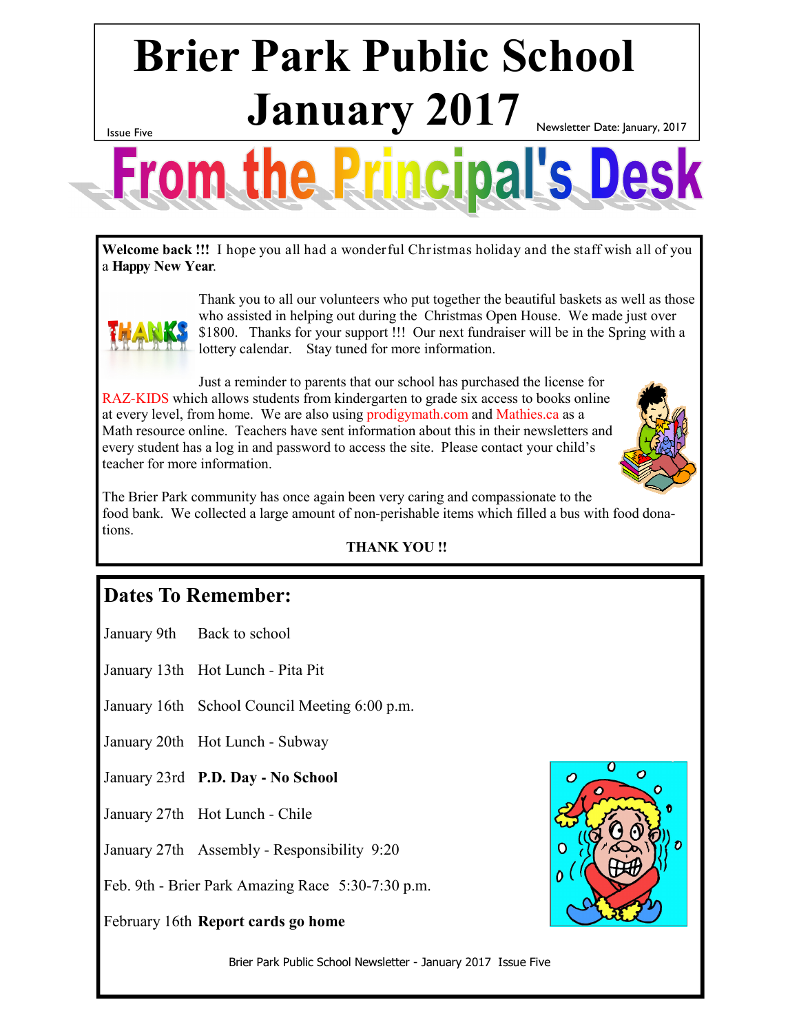# Brier Park Public School January 2017

Issue Five

Newsletter Date: January, 2017

## From the Principal's Desk

**Welcome back !!!** I hope you all had a wonderful Christmas holiday and the staff wish all of you a **Happy New Year**.

Thank you to all our volunteers who put together the beautiful baskets as well as those who assisted in helping out during the Christmas Open House. We made just over $1800. Thanks for your support !!! Our next fundraiser will be in the Spring with a lottery calendar. Stay tuned for more information.

Just a reminder to parents that our school has purchased the license for RAZ-KIDS which allows students from kindergarten to grade six access to books online at every level, from home. We are also using prodigymath.com and Mathies.ca as a Math resource online. Teachers have sent information about this in their newsletters and every student has a log in and password to access the site. Please contact your child's teacher for more information.

The Brier Park community has once again been very caring and compassionate to the food bank. We collected a large amount of non-perishable items which filled a bus with food donations.

**THANK YOU !!**

## Dates To Remember:

January 9th Back to school

January 13th Hot Lunch - Pita Pit

January 16th School Council Meeting 6:00 p.m.

January 20th Hot Lunch - Subway

January 23rd **P.D. Day - No School**

January 27th Hot Lunch - Chile

January 27th Assembly - Responsibility 9:20

Feb. 9th - Brier Park Amazing Race 5:30-7:30 p.m.

February 16th **Report cards go home**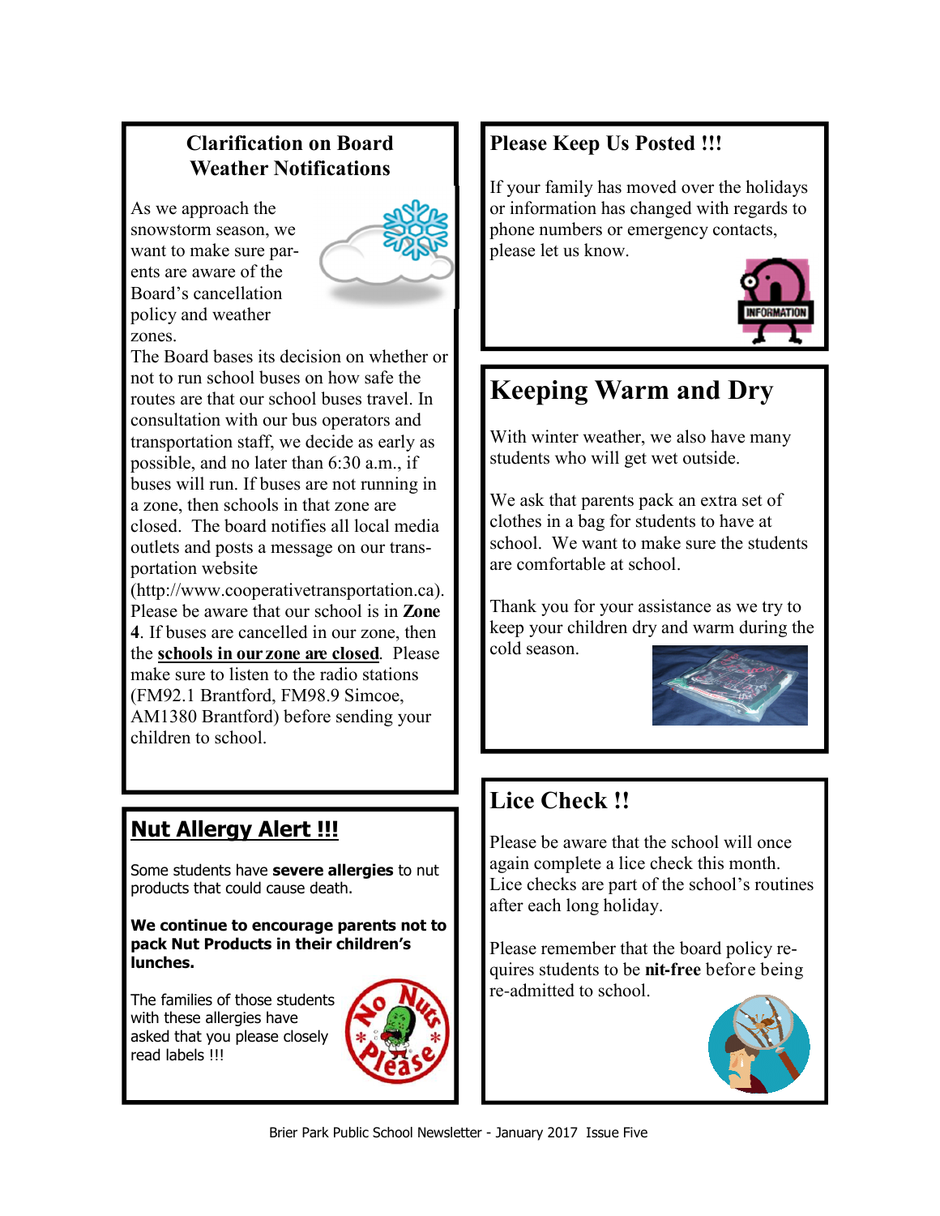## Clarification on Board Weather Notifications

As we approach the snowstorm season, we want to make sure parents are aware of the Board's cancellation policy and weather zones.

The Board bases its decision on whether or not to run school buses on how safe the routes are that our school buses travel. In consultation with our bus operators and transportation staff, we decide as early as possible, and no later than 6:30 a.m., if buses will run. If buses are not running in a zone, then schools in that zone are closed. The board notifies all local media outlets and posts a message on our transportation website (http://www.cooperativetransportation.ca). Please be aware that our school is in **Zone 4**. If buses are cancelled in our zone, then the **schools in our zone are closed**. Please make sure to listen to the radio stations (FM92.1 Brantford, FM98.9 Simcoe, AM1380 Brantford) before sending your children to school.

## Nut Allergy Alert !!!

Some students have **severe allergies** to nut products that could cause death.

**We continue to encourage parents not to pack Nut Products in their children's lunches.**

The families of those students with these allergies have asked that you please closely read labels !!!

## Please Keep Us Posted !!!

If your family has moved over the holidays or information has changed with regards to phone numbers or emergency contacts, please let us know.

## Keeping Warm and Dry

With winter weather, we also have many students who will get wet outside.

We ask that parents pack an extra set of clothes in a bag for students to have at school. We want to make sure the students are comfortable at school.

Thank you for your assistance as we try to keep your children dry and warm during the cold season.

## Lice Check !!

Please be aware that the school will once again complete a lice check this month. Lice checks are part of the school's routines after each long holiday.

Please remember that the board policy requires students to be **nit-free** before being re-admitted to school.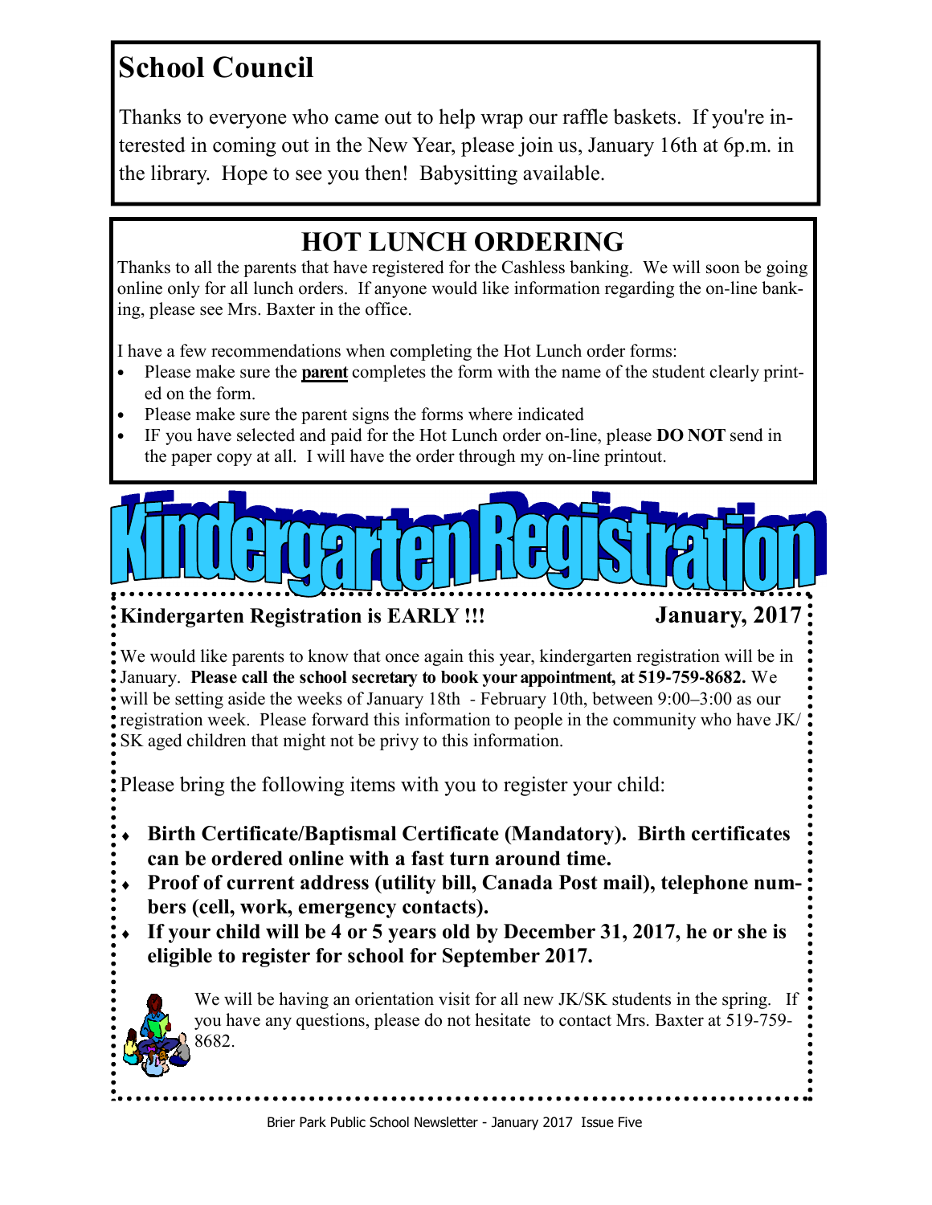## School Council

Thanks to everyone who came out to help wrap our raffle baskets. If you're interested in coming out in the New Year, please join us, January 16th at 6p.m. in the library. Hope to see you then! Babysitting available.

## HOT LUNCH ORDERING

Thanks to all the parents that have registered for the Cashless banking. We will soon be going online only for all lunch orders. If anyone would like information regarding the on-line banking, please see Mrs. Baxter in the office.

I have a few recommendations when completing the Hot Lunch order forms:

- Please make sure the **parent** completes the form with the name of the student clearly printed on the form.
- Please make sure the parent signs the forms where indicated
- IF you have selected and paid for the Hot Lunch order on-line, please **DO NOT** send in the paper copy at all. I will have the order through my on-line printout.

# Kindergarten Registration

**Kindergarten Registration is EARLY !!!** **January, 2017**

We would like parents to know that once again this year, kindergarten registration will be in January. **Please call the school secretary to book your appointment, at 519-759-8682.** We will be setting aside the weeks of January 18th - February 10th, between 9:00–3:00 as our registration week. Please forward this information to people in the community who have JK/SK aged children that might not be privy to this information.

Please bring the following items with you to register your child:

- **Birth Certificate/Baptismal Certificate (Mandatory). Birth certificates can be ordered online with a fast turn around time.**
- **Proof of current address (utility bill, Canada Post mail), telephone numbers (cell, work, emergency contacts).**
- **If your child will be 4 or 5 years old by December 31, 2017, he or she is eligible to register for school for September 2017.**

We will be having an orientation visit for all new JK/SK students in the spring. If you have any questions, please do not hesitate to contact Mrs. Baxter at 519-759-8682.